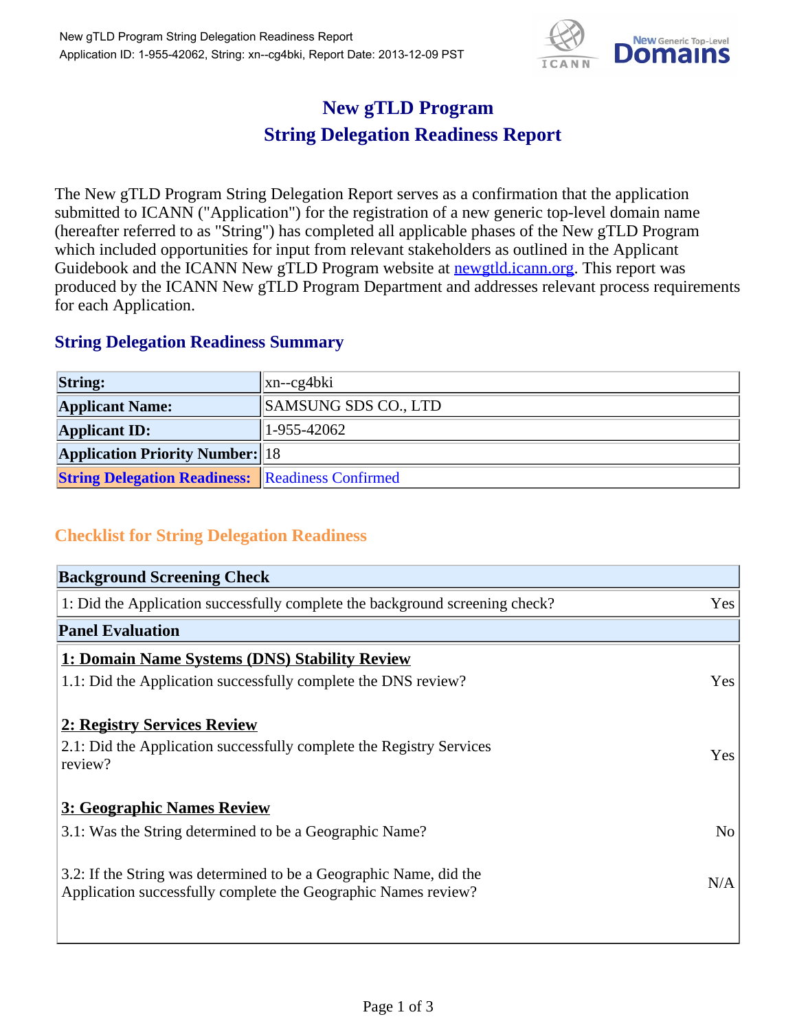# New gTLD Program
# String Delegation Readiness Report

The New gTLD Program String Delegation Report serves as a confirmation that the application submitted to ICANN ("Application") for the registration of a new generic top-level domain name (hereafter referred to as "String") has completed all applicable phases of the New gTLD Program which included opportunities for input from relevant stakeholders as outlined in the Applicant Guidebook and the ICANN New gTLD Program website at newgtld.icann.org. This report was produced by the ICANN New gTLD Program Department and addresses relevant process requirements for each Application.

## String Delegation Readiness Summary

| | |
|---|---|
| **String:** | xn--cg4bki |
| **Applicant Name:** | SAMSUNG SDS CO., LTD |
| **Applicant ID:** | 1-955-42062 |
| **Application Priority Number:** | 18 |
| **String Delegation Readiness:** | Readiness Confirmed |

## Checklist for String Delegation Readiness

| **Background Screening Check** | |
|---|---|
| 1: Did the Application successfully complete the background screening check? | Yes |
| **Panel Evaluation** | |
| **1: Domain Name Systems (DNS) Stability Review** | |
| 1.1: Did the Application successfully complete the DNS review? | Yes |
| **2: Registry Services Review** | |
| 2.1: Did the Application successfully complete the Registry Services review? | Yes |
| **3: Geographic Names Review** | |
| 3.1: Was the String determined to be a Geographic Name? | No |
| 3.2: If the String was determined to be a Geographic Name, did the Application successfully complete the Geographic Names review? | N/A |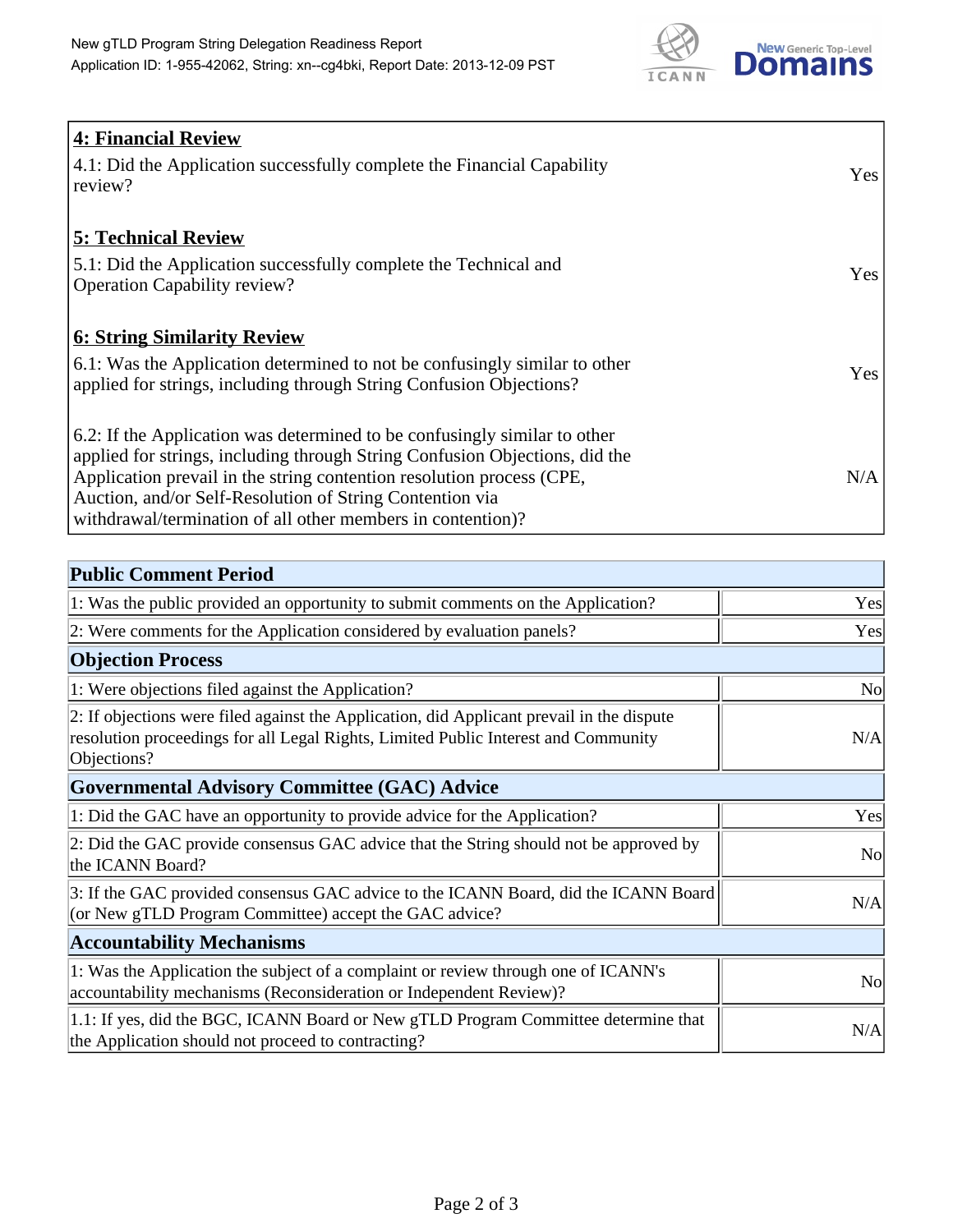| 4: Financial Review | |
|---|---|
| 4.1: Did the Application successfully complete the Financial Capability review? | Yes |
| **5: Technical Review** | |
| 5.1: Did the Application successfully complete the Technical and Operation Capability review? | Yes |
| **6: String Similarity Review** | |
| 6.1: Was the Application determined to not be confusingly similar to other applied for strings, including through String Confusion Objections? | Yes |
| 6.2: If the Application was determined to be confusingly similar to other applied for strings, including through String Confusion Objections, did the Application prevail in the string contention resolution process (CPE, Auction, and/or Self-Resolution of String Contention via withdrawal/termination of all other members in contention)? | N/A |

| Public Comment Period | |
|---|---|
| 1: Was the public provided an opportunity to submit comments on the Application? | Yes |
| 2: Were comments for the Application considered by evaluation panels? | Yes |
| **Objection Process** | |
| 1: Were objections filed against the Application? | No |
| 2: If objections were filed against the Application, did Applicant prevail in the dispute resolution proceedings for all Legal Rights, Limited Public Interest and Community Objections? | N/A |
| **Governmental Advisory Committee (GAC) Advice** | |
| 1: Did the GAC have an opportunity to provide advice for the Application? | Yes |
| 2: Did the GAC provide consensus GAC advice that the String should not be approved by the ICANN Board? | No |
| 3: If the GAC provided consensus GAC advice to the ICANN Board, did the ICANN Board (or New gTLD Program Committee) accept the GAC advice? | N/A |
| **Accountability Mechanisms** | |
| 1: Was the Application the subject of a complaint or review through one of ICANN's accountability mechanisms (Reconsideration or Independent Review)? | No |
| 1.1: If yes, did the BGC, ICANN Board or New gTLD Program Committee determine that the Application should not proceed to contracting? | N/A |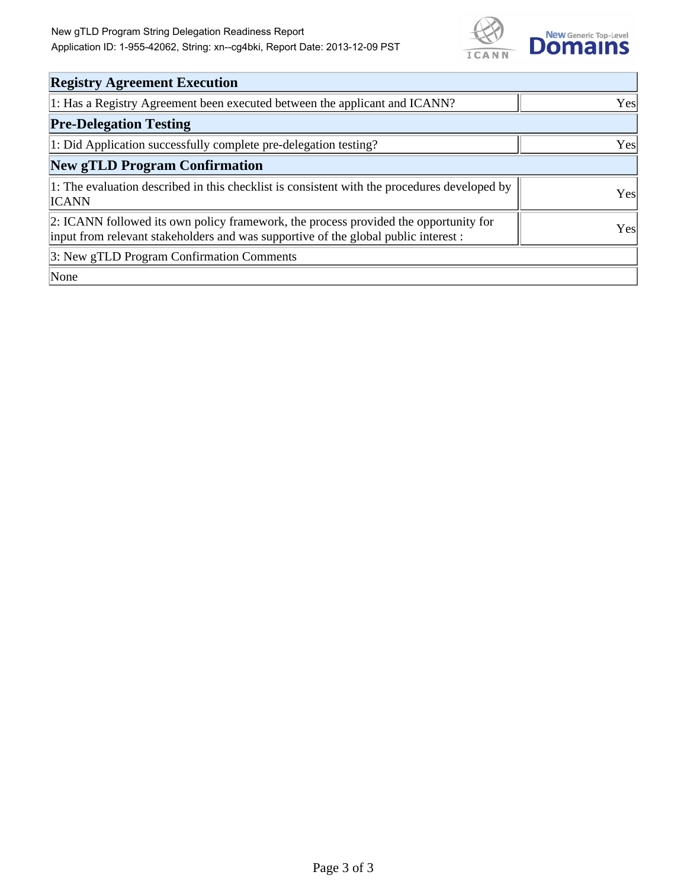| Registry Agreement Execution | |
| --- | --- |
| 1: Has a Registry Agreement been executed between the applicant and ICANN? | Yes |

| Pre-Delegation Testing | |
| --- | --- |
| 1: Did Application successfully complete pre-delegation testing? | Yes |

| New gTLD Program Confirmation | |
| --- | --- |
| 1: The evaluation described in this checklist is consistent with the procedures developed by ICANN | Yes |
| 2: ICANN followed its own policy framework, the process provided the opportunity for input from relevant stakeholders and was supportive of the global public interest : | Yes |
| 3: New gTLD Program Confirmation Comments | |
| None | |